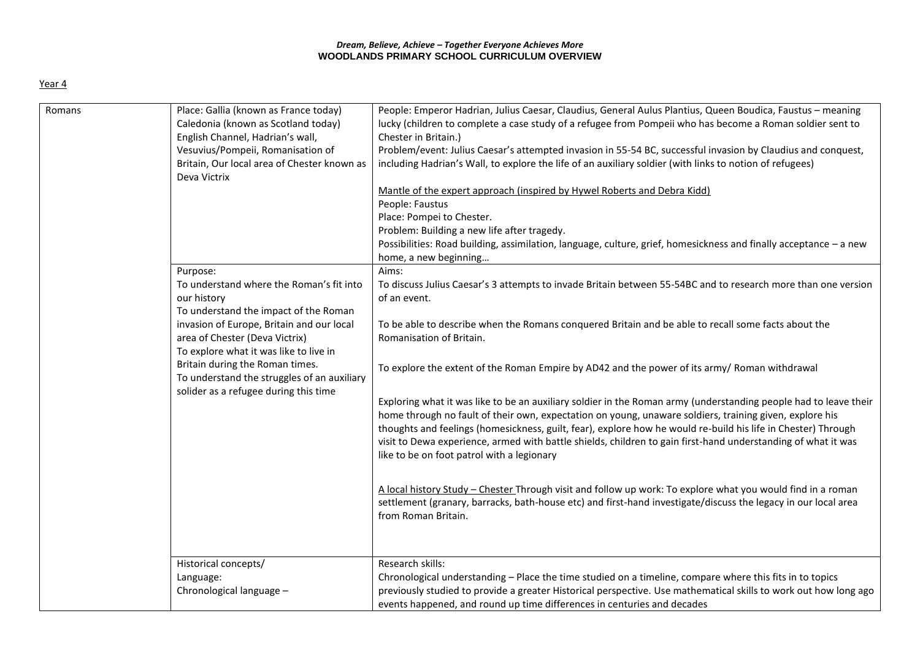***Dream, Believe, Achieve – Together Everyone Achieves More***

**WOODLANDS PRIMARY SCHOOL CURRICULUM OVERVIEW**

Year 4

| Romans | Place: Gallia (known as France today)<br>Caledonia (known as Scotland today)<br>English Channel, Hadrian's wall,<br>Vesuvius/Pompeii, Romanisation of Britain, Our local area of Chester known as Deva Victrix | People: Emperor Hadrian, Julius Caesar, Claudius, General Aulus Plantius, Queen Boudica, Faustus – meaning lucky (children to complete a case study of a refugee from Pompeii who has become a Roman soldier sent to Chester in Britain.)<br>Problem/event: Julius Caesar's attempted invasion in 55-54 BC, successful invasion by Claudius and conquest, including Hadrian's Wall, to explore the life of an auxiliary soldier (with links to notion of refugees)<br><br>Mantle of the expert approach (inspired by Hywel Roberts and Debra Kidd)<br>People: Faustus<br>Place: Pompei to Chester.<br>Problem: Building a new life after tragedy.<br>Possibilities: Road building, assimilation, language, culture, grief, homesickness and finally acceptance – a new home, a new beginning… |
|---|---|---|
| | Purpose:<br>To understand where the Roman's fit into our history<br>To understand the impact of the Roman invasion of Europe, Britain and our local area of Chester (Deva Victrix)<br>To explore what it was like to live in Britain during the Roman times.<br>To understand the struggles of an auxiliary solider as a refugee during this time | Aims:<br>To discuss Julius Caesar's 3 attempts to invade Britain between 55-54BC and to research more than one version of an event.<br><br>To be able to describe when the Romans conquered Britain and be able to recall some facts about the Romanisation of Britain.<br><br>To explore the extent of the Roman Empire by AD42 and the power of its army/ Roman withdrawal<br><br>Exploring what it was like to be an auxiliary soldier in the Roman army (understanding people had to leave their home through no fault of their own, expectation on young, unaware soldiers, training given, explore his thoughts and feelings (homesickness, guilt, fear), explore how he would re-build his life in Chester) Through visit to Dewa experience, armed with battle shields, children to gain first-hand understanding of what it was like to be on foot patrol with a legionary<br><br>A local history Study – Chester Through visit and follow up work: To explore what you would find in a roman settlement (granary, barracks, bath-house etc) and first-hand investigate/discuss the legacy in our local area from Roman Britain. |
| | Historical concepts/<br>Language:<br>Chronological language – | Research skills:<br>Chronological understanding – Place the time studied on a timeline, compare where this fits in to topics previously studied to provide a greater Historical perspective. Use mathematical skills to work out how long ago events happened, and round up time differences in centuries and decades |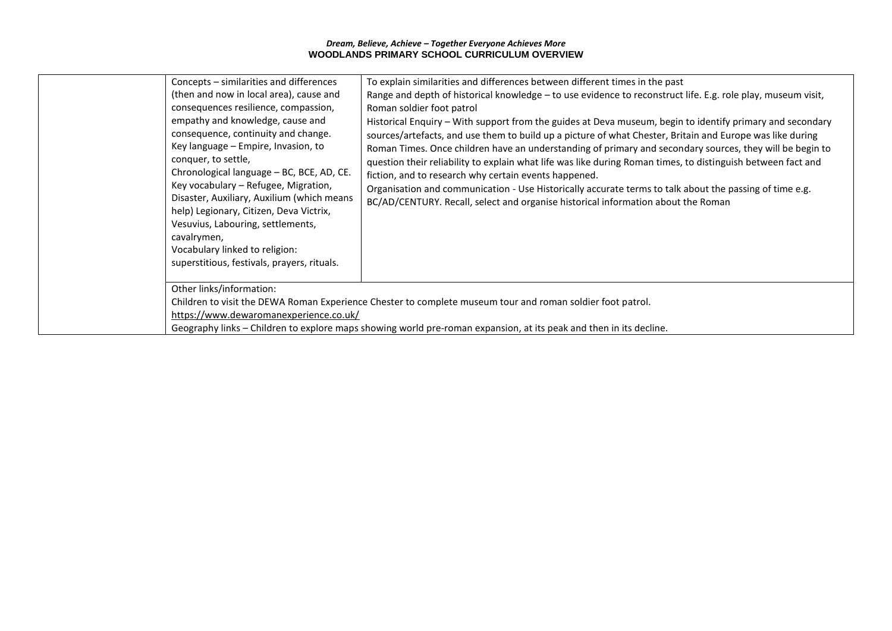*Dream, Believe, Achieve – Together Everyone Achieves More*
**WOODLANDS PRIMARY SCHOOL CURRICULUM OVERVIEW**

| | | |
|---|---|---|
| | Concepts – similarities and differences (then and now in local area), cause and consequences resilience, compassion, empathy and knowledge, cause and consequence, continuity and change.<br>Key language – Empire, Invasion, to conquer, to settle,<br>Chronological language – BC, BCE, AD, CE.<br>Key vocabulary – Refugee, Migration, Disaster, Auxiliary, Auxilium (which means help) Legionary, Citizen, Deva Victrix, Vesuvius, Labouring, settlements, cavalrymen,<br>Vocabulary linked to religion: superstitious, festivals, prayers, rituals. | To explain similarities and differences between different times in the past<br>Range and depth of historical knowledge – to use evidence to reconstruct life. E.g. role play, museum visit, Roman soldier foot patrol<br>Historical Enquiry – With support from the guides at Deva museum, begin to identify primary and secondary sources/artefacts, and use them to build up a picture of what Chester, Britain and Europe was like during Roman Times. Once children have an understanding of primary and secondary sources, they will be begin to question their reliability to explain what life was like during Roman times, to distinguish between fact and fiction, and to research why certain events happened.<br>Organisation and communication - Use Historically accurate terms to talk about the passing of time e.g. BC/AD/CENTURY. Recall, select and organise historical information about the Roman |
| | Other links/information:<br>Children to visit the DEWA Roman Experience Chester to complete museum tour and roman soldier foot patrol.<br>https://www.dewaromanexperience.co.uk/<br>Geography links – Children to explore maps showing world pre-roman expansion, at its peak and then in its decline. | |